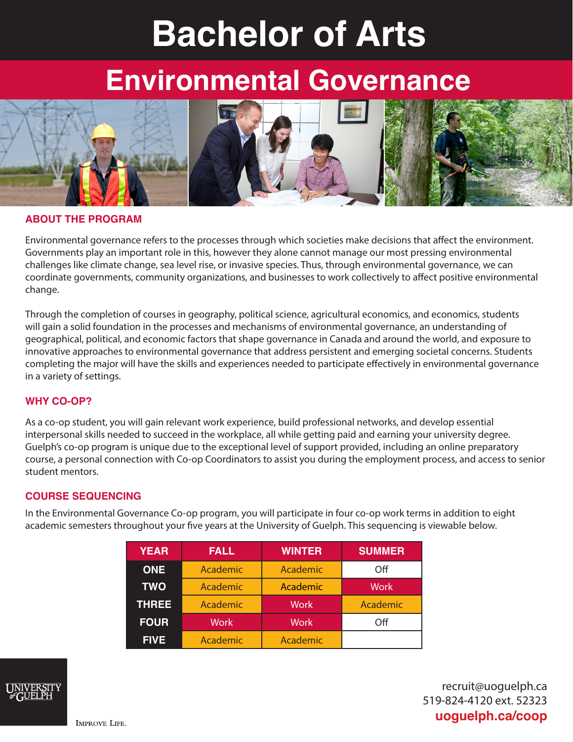# Bachelor of Arts

## Environmental Governance

### ABOUT THE PROGRAM

Environmental governance refers to the processes through which societies make decisions that affect the environment. Governments play an important role in this, however they alone cannot manage our most pressing environmental challenges like climate change, sea level rise, or invasive species. Thus, through environmental governance, we can coordinate governments, community organizations, and businesses to work collectively to affect positive environmental change.

Through the completion of courses in geography, political science, agricultural economics, and economics, students will gain a solid foundation in the processes and mechanisms of environmental governance, an understanding of geographical, political, and economic factors that shape governance in Canada and around the world, and exposure to innovative approaches to environmental governance that address persistent and emerging societal concerns. Students completing the major will have the skills and experiences needed to participate effectively in environmental governance in a variety of settings.

### WHY CO-OP?

As a co-op student, you will gain relevant work experience, build professional networks, and develop essential interpersonal skills needed to succeed in the workplace, all while getting paid and earning your university degree. Guelph's co-op program is unique due to the exceptional level of support provided, including an online preparatory course, a personal connection with Co-op Coordinators to assist you during the employment process, and access to senior student mentors.

### COURSE SEQUENCING

In the Environmental Governance Co-op program, you will participate in four co-op work terms in addition to eight academic semesters throughout your five years at the University of Guelph. This sequencing is viewable below.

| YEAR | FALL | WINTER | SUMMER |
|---|---|---|---|
| ONE | Academic | Academic | Off |
| TWO | Academic | Academic | Work |
| THREE | Academic | Work | Academic |
| FOUR | Work | Work | Off |
| FIVE | Academic | Academic | |

UNIVERSITY of GUELPH

IMPROVE LIFE.

recruit@uoguelph.ca
519-824-4120 ext. 52323
**uoguelph.ca/coop**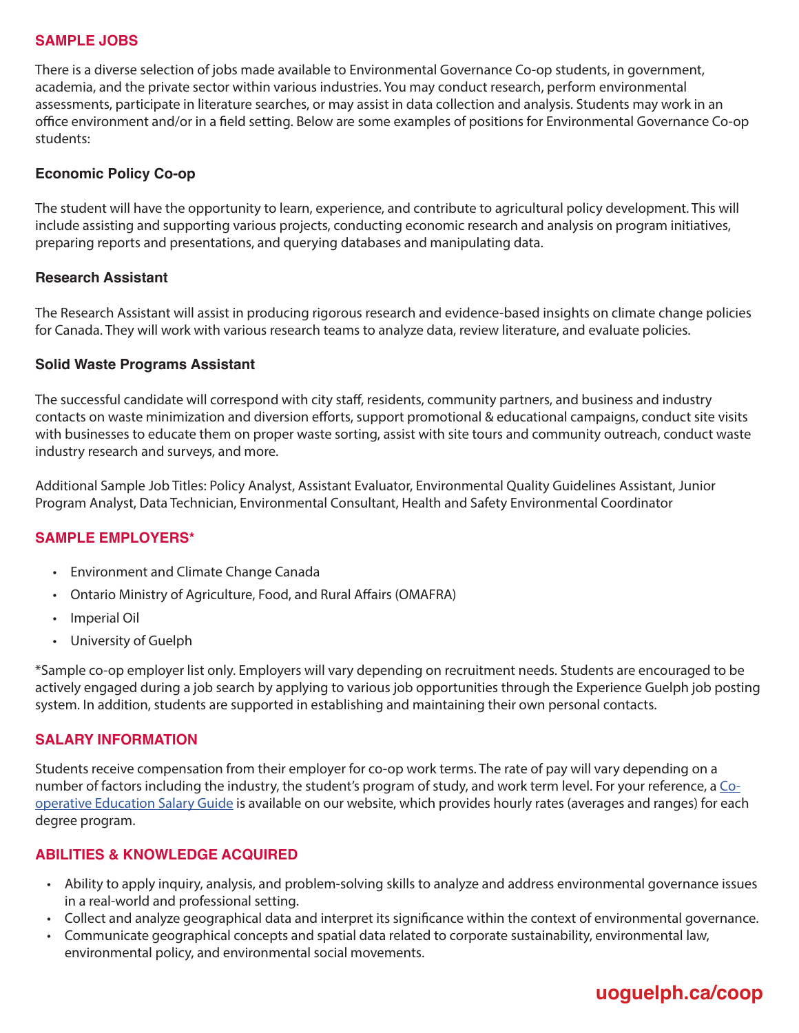## SAMPLE JOBS

There is a diverse selection of jobs made available to Environmental Governance Co-op students, in government, academia, and the private sector within various industries. You may conduct research, perform environmental assessments, participate in literature searches, or may assist in data collection and analysis. Students may work in an office environment and/or in a field setting. Below are some examples of positions for Environmental Governance Co-op students:

### Economic Policy Co-op

The student will have the opportunity to learn, experience, and contribute to agricultural policy development. This will include assisting and supporting various projects, conducting economic research and analysis on program initiatives, preparing reports and presentations, and querying databases and manipulating data.

### Research Assistant

The Research Assistant will assist in producing rigorous research and evidence-based insights on climate change policies for Canada. They will work with various research teams to analyze data, review literature, and evaluate policies.

### Solid Waste Programs Assistant

The successful candidate will correspond with city staff, residents, community partners, and business and industry contacts on waste minimization and diversion efforts, support promotional & educational campaigns, conduct site visits with businesses to educate them on proper waste sorting, assist with site tours and community outreach, conduct waste industry research and surveys, and more.

Additional Sample Job Titles: Policy Analyst, Assistant Evaluator, Environmental Quality Guidelines Assistant, Junior Program Analyst, Data Technician, Environmental Consultant, Health and Safety Environmental Coordinator

## SAMPLE EMPLOYERS*

- Environment and Climate Change Canada
- Ontario Ministry of Agriculture, Food, and Rural Affairs (OMAFRA)
- Imperial Oil
- University of Guelph

*Sample co-op employer list only. Employers will vary depending on recruitment needs. Students are encouraged to be actively engaged during a job search by applying to various job opportunities through the Experience Guelph job posting system. In addition, students are supported in establishing and maintaining their own personal contacts.

## SALARY INFORMATION

Students receive compensation from their employer for co-op work terms. The rate of pay will vary depending on a number of factors including the industry, the student's program of study, and work term level. For your reference, a Co-operative Education Salary Guide is available on our website, which provides hourly rates (averages and ranges) for each degree program.

## ABILITIES & KNOWLEDGE ACQUIRED

- Ability to apply inquiry, analysis, and problem-solving skills to analyze and address environmental governance issues in a real-world and professional setting.
- Collect and analyze geographical data and interpret its significance within the context of environmental governance.
- Communicate geographical concepts and spatial data related to corporate sustainability, environmental law, environmental policy, and environmental social movements.

**uoguelph.ca/coop**